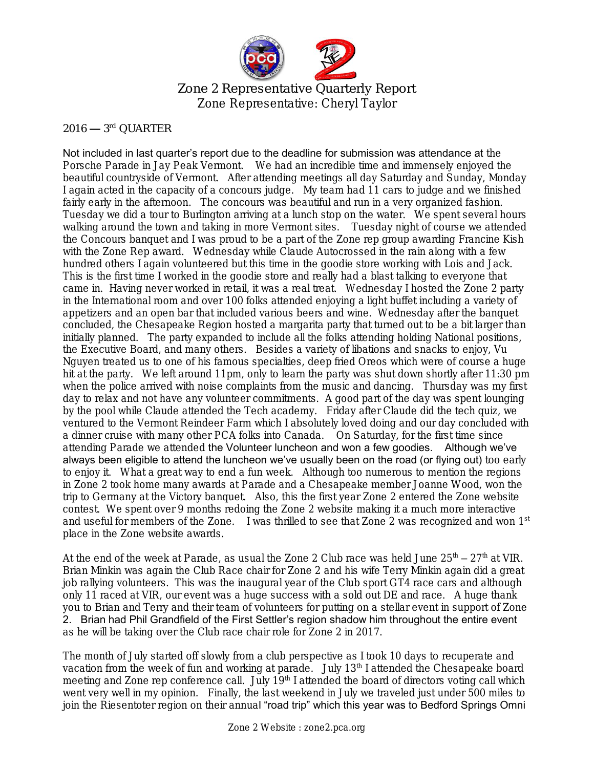# Zone 2 Representative Quarterly Report

Zone Representative: Cheryl Taylor

2016 — 3rd QUARTER

Not included in last quarter's report due to the deadline for submission was attendance at the Porsche Parade in Jay Peak Vermont. We had an incredible time and immensely enjoyed the beautiful countryside of Vermont. After attending meetings all day Saturday and Sunday, Monday I again acted in the capacity of a concours judge. My team had 11 cars to judge and we finished fairly early in the afternoon. The concours was beautiful and run in a very organized fashion. Tuesday we did a tour to Burlington arriving at a lunch stop on the water. We spent several hours walking around the town and taking in more Vermont sites. Tuesday night of course we attended the Concours banquet and I was proud to be a part of the Zone rep group awarding Francine Kish with the Zone Rep award. Wednesday while Claude Autocrossed in the rain along with a few hundred others I again volunteered but this time in the goodie store working with Lois and Jack. This is the first time I worked in the goodie store and really had a blast talking to everyone that came in. Having never worked in retail, it was a real treat. Wednesday I hosted the Zone 2 party in the International room and over 100 folks attended enjoying a light buffet including a variety of appetizers and an open bar that included various beers and wine. Wednesday after the banquet concluded, the Chesapeake Region hosted a margarita party that turned out to be a bit larger than initially planned. The party expanded to include all the folks attending holding National positions, the Executive Board, and many others. Besides a variety of libations and snacks to enjoy, Vu Nguyen treated us to one of his famous specialties, deep fried Oreos which were of course a huge hit at the party. We left around 11pm, only to learn the party was shut down shortly after 11:30 pm when the police arrived with noise complaints from the music and dancing. Thursday was my first day to relax and not have any volunteer commitments. A good part of the day was spent lounging by the pool while Claude attended the Tech academy. Friday after Claude did the tech quiz, we ventured to the Vermont Reindeer Farm which I absolutely loved doing and our day concluded with a dinner cruise with many other PCA folks into Canada. On Saturday, for the first time since attending Parade we attended the Volunteer luncheon and won a few goodies. Although we've always been eligible to attend the luncheon we've usually been on the road (or flying out) too early to enjoy it. What a great way to end a fun week. Although too numerous to mention the regions in Zone 2 took home many awards at Parade and a Chesapeake member Joanne Wood, won the trip to Germany at the Victory banquet. Also, this the first year Zone 2 entered the Zone website contest. We spent over 9 months redoing the Zone 2 website making it a much more interactive and useful for members of the Zone. I was thrilled to see that Zone 2 was recognized and won 1st place in the Zone website awards.

At the end of the week at Parade, as usual the Zone 2 Club race was held June 25th – 27th at VIR. Brian Minkin was again the Club Race chair for Zone 2 and his wife Terry Minkin again did a great job rallying volunteers. This was the inaugural year of the Club sport GT4 race cars and although only 11 raced at VIR, our event was a huge success with a sold out DE and race. A huge thank you to Brian and Terry and their team of volunteers for putting on a stellar event in support of Zone 2. Brian had Phil Grandfield of the First Settler's region shadow him throughout the entire event as he will be taking over the Club race chair role for Zone 2 in 2017.

The month of July started off slowly from a club perspective as I took 10 days to recuperate and vacation from the week of fun and working at parade. July 13th I attended the Chesapeake board meeting and Zone rep conference call. July 19th I attended the board of directors voting call which went very well in my opinion. Finally, the last weekend in July we traveled just under 500 miles to join the Riesentoter region on their annual "road trip" which this year was to Bedford Springs Omni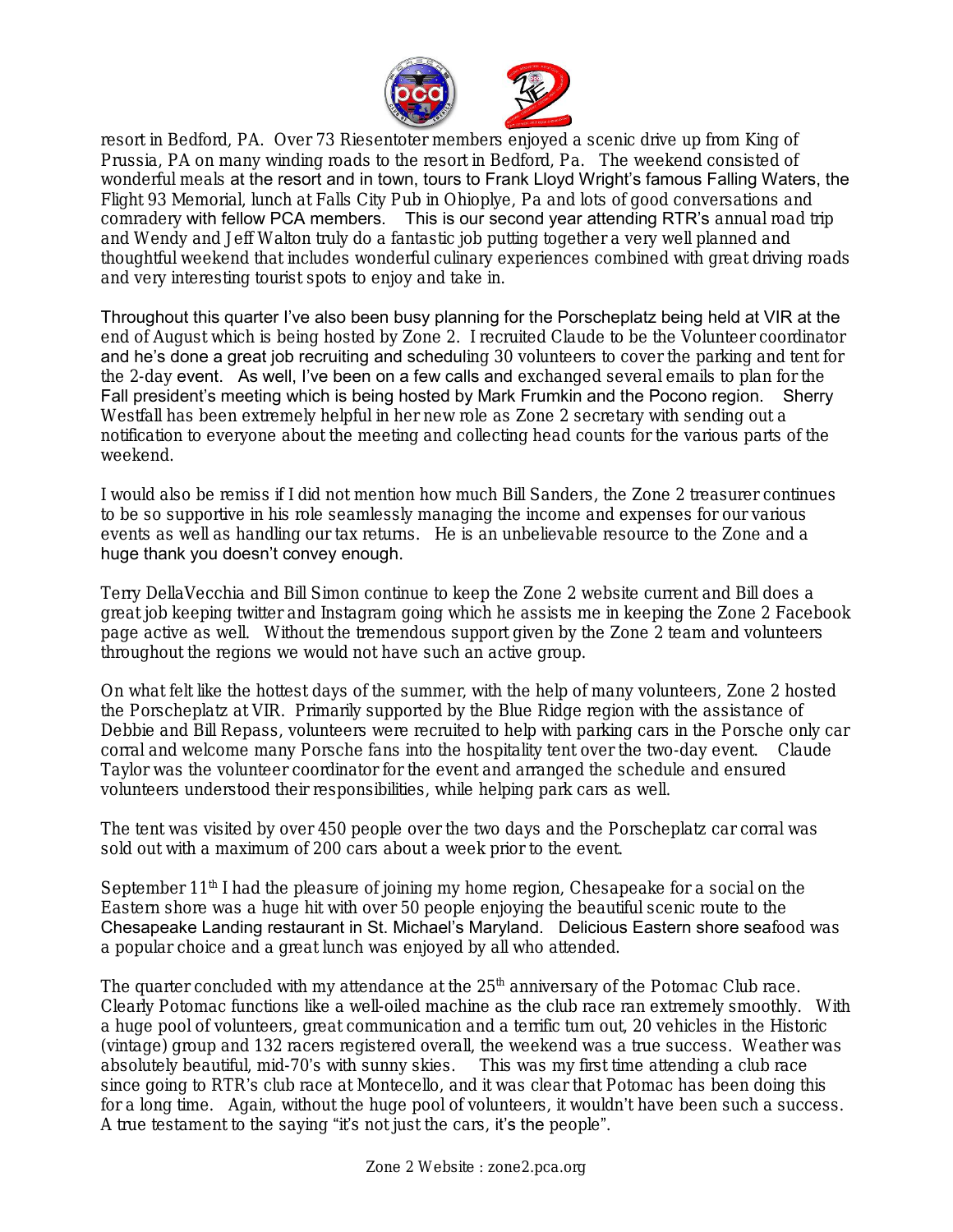resort in Bedford, PA. Over 73 Riesentoter members enjoyed a scenic drive up from King of Prussia, PA on many winding roads to the resort in Bedford, Pa. The weekend consisted of wonderful meals at the resort and in town, tours to Frank Lloyd Wright's famous Falling Waters, the Flight 93 Memorial, lunch at Falls City Pub in Ohioplye, Pa and lots of good conversations and comradery with fellow PCA members. This is our second year attending RTR's annual road trip and Wendy and Jeff Walton truly do a fantastic job putting together a very well planned and thoughtful weekend that includes wonderful culinary experiences combined with great driving roads and very interesting tourist spots to enjoy and take in.

Throughout this quarter I've also been busy planning for the Porscheplatz being held at VIR at the end of August which is being hosted by Zone 2. I recruited Claude to be the Volunteer coordinator and he's done a great job recruiting and scheduling 30 volunteers to cover the parking and tent for the 2-day event. As well, I've been on a few calls and exchanged several emails to plan for the Fall president's meeting which is being hosted by Mark Frumkin and the Pocono region. Sherry Westfall has been extremely helpful in her new role as Zone 2 secretary with sending out a notification to everyone about the meeting and collecting head counts for the various parts of the weekend.

I would also be remiss if I did not mention how much Bill Sanders, the Zone 2 treasurer continues to be so supportive in his role seamlessly managing the income and expenses for our various events as well as handling our tax returns. He is an unbelievable resource to the Zone and a huge thank you doesn't convey enough.

Terry DellaVecchia and Bill Simon continue to keep the Zone 2 website current and Bill does a great job keeping twitter and Instagram going which he assists me in keeping the Zone 2 Facebook page active as well. Without the tremendous support given by the Zone 2 team and volunteers throughout the regions we would not have such an active group.

On what felt like the hottest days of the summer, with the help of many volunteers, Zone 2 hosted the Porscheplatz at VIR. Primarily supported by the Blue Ridge region with the assistance of Debbie and Bill Repass, volunteers were recruited to help with parking cars in the Porsche only car corral and welcome many Porsche fans into the hospitality tent over the two-day event. Claude Taylor was the volunteer coordinator for the event and arranged the schedule and ensured volunteers understood their responsibilities, while helping park cars as well.

The tent was visited by over 450 people over the two days and the Porscheplatz car corral was sold out with a maximum of 200 cars about a week prior to the event.

September 11th I had the pleasure of joining my home region, Chesapeake for a social on the Eastern shore was a huge hit with over 50 people enjoying the beautiful scenic route to the Chesapeake Landing restaurant in St. Michael's Maryland. Delicious Eastern shore seafood was a popular choice and a great lunch was enjoyed by all who attended.

The quarter concluded with my attendance at the 25th anniversary of the Potomac Club race. Clearly Potomac functions like a well-oiled machine as the club race ran extremely smoothly. With a huge pool of volunteers, great communication and a terrific turn out, 20 vehicles in the Historic (vintage) group and 132 racers registered overall, the weekend was a true success. Weather was absolutely beautiful, mid-70's with sunny skies. This was my first time attending a club race since going to RTR's club race at Montecello, and it was clear that Potomac has been doing this for a long time. Again, without the huge pool of volunteers, it wouldn't have been such a success. A true testament to the saying "it's not just the cars, it's the people".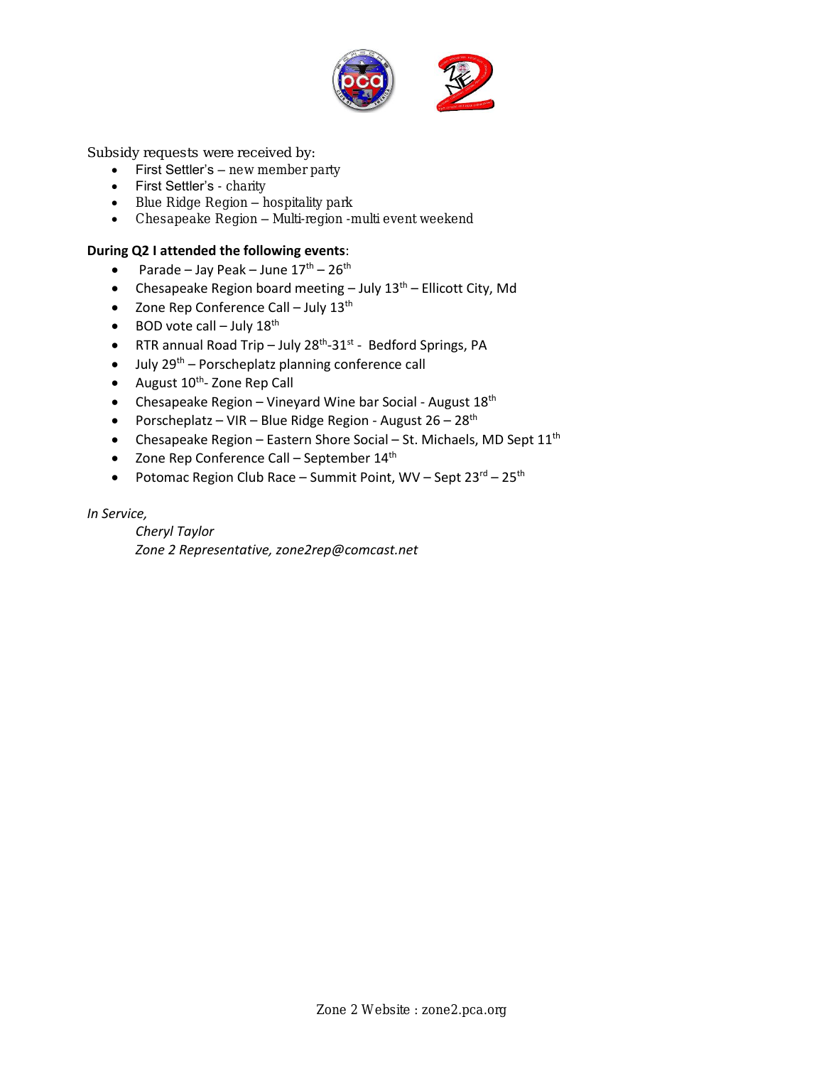Subsidy requests were received by:

- First Settler's – new member party
- First Settler's - charity
- Blue Ridge Region – hospitality park
- Chesapeake Region – Multi-region -multi event weekend

**During Q2 I attended the following events**:

- Parade – Jay Peak – June 17th – 26th
- Chesapeake Region board meeting – July 13th – Ellicott City, Md
- Zone Rep Conference Call – July 13th
- BOD vote call – July 18th
- RTR annual Road Trip – July 28th-31st - Bedford Springs, PA
- July 29th – Porscheplatz planning conference call
- August 10th- Zone Rep Call
- Chesapeake Region – Vineyard Wine bar Social - August 18th
- Porscheplatz – VIR – Blue Ridge Region - August 26 – 28th
- Chesapeake Region – Eastern Shore Social – St. Michaels, MD Sept 11th
- Zone Rep Conference Call – September 14th
- Potomac Region Club Race – Summit Point, WV – Sept 23rd – 25th

*In Service,*

*Cheryl Taylor*

*Zone 2 Representative, zone2rep@comcast.net*